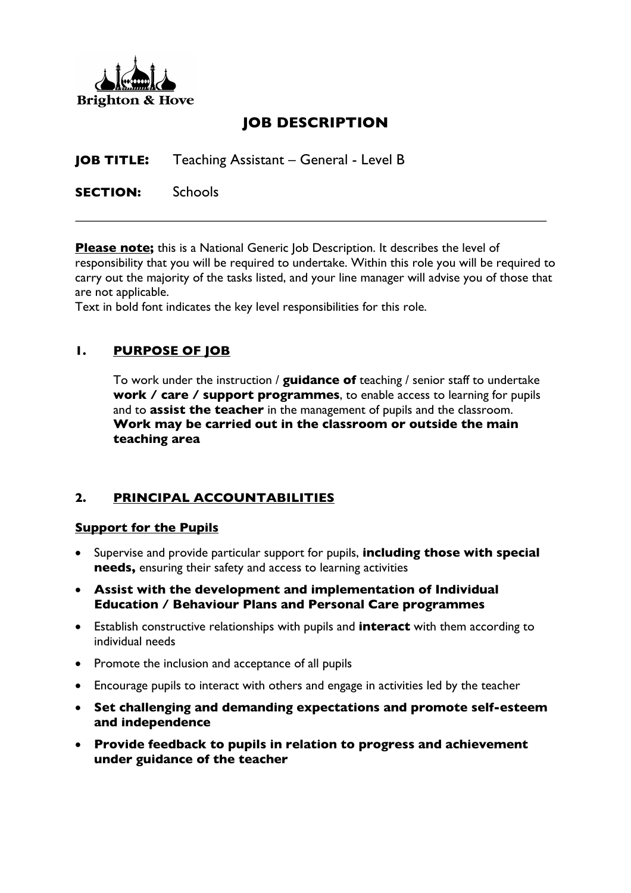Brighton & Hove

# JOB DESCRIPTION

**JOB TITLE:** Teaching Assistant – General - Level B

**SECTION:** Schools

---

**Please note;** this is a National Generic Job Description. It describes the level of responsibility that you will be required to undertake. Within this role you will be required to carry out the majority of the tasks listed, and your line manager will advise you of those that are not applicable.
Text in bold font indicates the key level responsibilities for this role.

## 1. PURPOSE OF JOB

To work under the instruction / **guidance of** teaching / senior staff to undertake **work / care / support programmes**, to enable access to learning for pupils and to **assist the teacher** in the management of pupils and the classroom. **Work may be carried out in the classroom or outside the main teaching area**

## 2. PRINCIPAL ACCOUNTABILITIES

### Support for the Pupils

- Supervise and provide particular support for pupils, **including those with special needs,** ensuring their safety and access to learning activities
- **Assist with the development and implementation of Individual Education / Behaviour Plans and Personal Care programmes**
- Establish constructive relationships with pupils and **interact** with them according to individual needs
- Promote the inclusion and acceptance of all pupils
- Encourage pupils to interact with others and engage in activities led by the teacher
- **Set challenging and demanding expectations and promote self-esteem and independence**
- **Provide feedback to pupils in relation to progress and achievement under guidance of the teacher**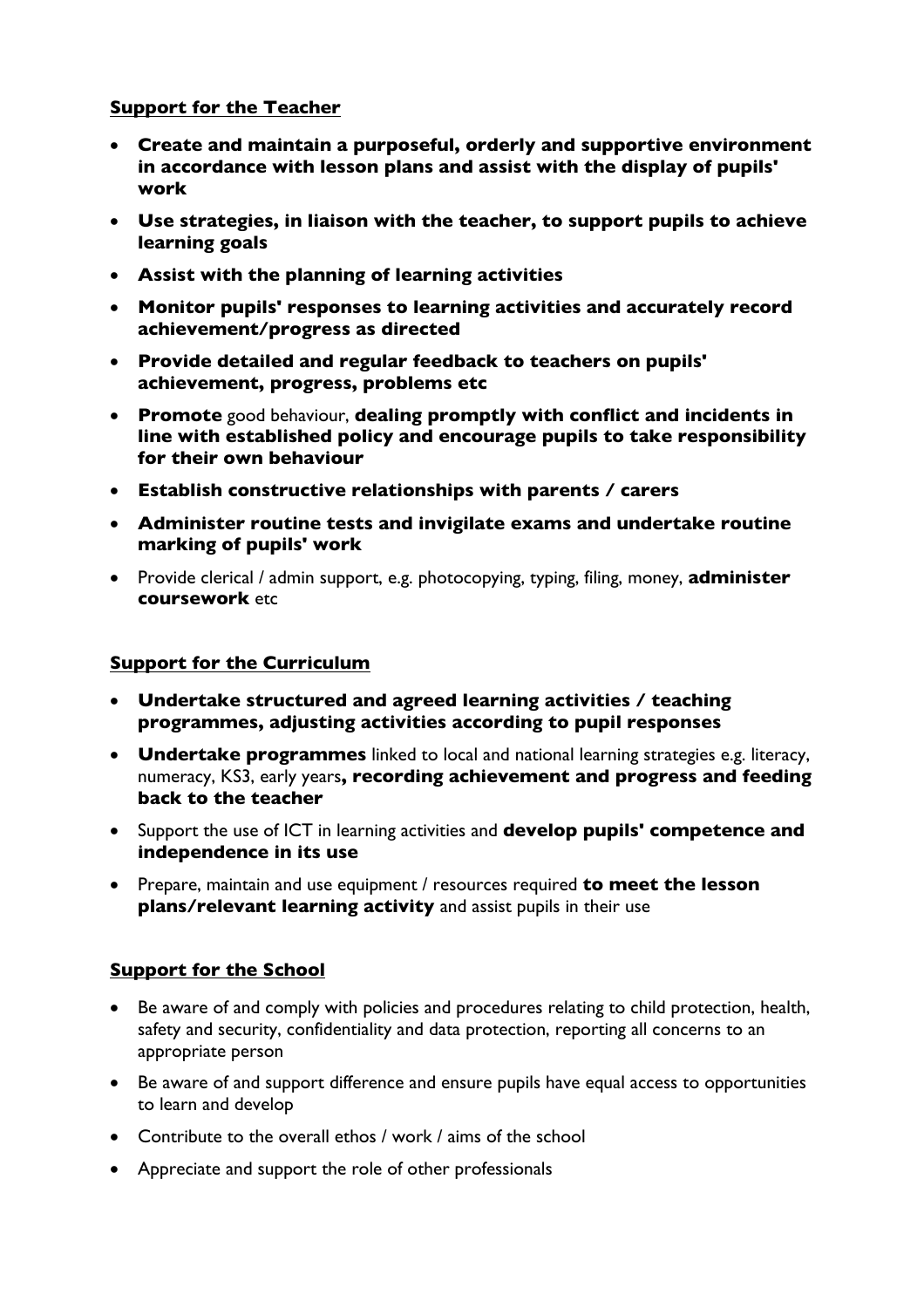**Support for the Teacher**

- **Create and maintain a purposeful, orderly and supportive environment in accordance with lesson plans and assist with the display of pupils' work**
- **Use strategies, in liaison with the teacher, to support pupils to achieve learning goals**
- **Assist with the planning of learning activities**
- **Monitor pupils' responses to learning activities and accurately record achievement/progress as directed**
- **Provide detailed and regular feedback to teachers on pupils' achievement, progress, problems etc**
- **Promote** good behaviour, **dealing promptly with conflict and incidents in line with established policy and encourage pupils to take responsibility for their own behaviour**
- **Establish constructive relationships with parents / carers**
- **Administer routine tests and invigilate exams and undertake routine marking of pupils' work**
- Provide clerical / admin support, e.g. photocopying, typing, filing, money, **administer coursework** etc

**Support for the Curriculum**

- **Undertake structured and agreed learning activities / teaching programmes, adjusting activities according to pupil responses**
- **Undertake programmes** linked to local and national learning strategies e.g. literacy, numeracy, KS3, early years**, recording achievement and progress and feeding back to the teacher**
- Support the use of ICT in learning activities and **develop pupils' competence and independence in its use**
- Prepare, maintain and use equipment / resources required **to meet the lesson plans/relevant learning activity** and assist pupils in their use

**Support for the School**

- Be aware of and comply with policies and procedures relating to child protection, health, safety and security, confidentiality and data protection, reporting all concerns to an appropriate person
- Be aware of and support difference and ensure pupils have equal access to opportunities to learn and develop
- Contribute to the overall ethos / work / aims of the school
- Appreciate and support the role of other professionals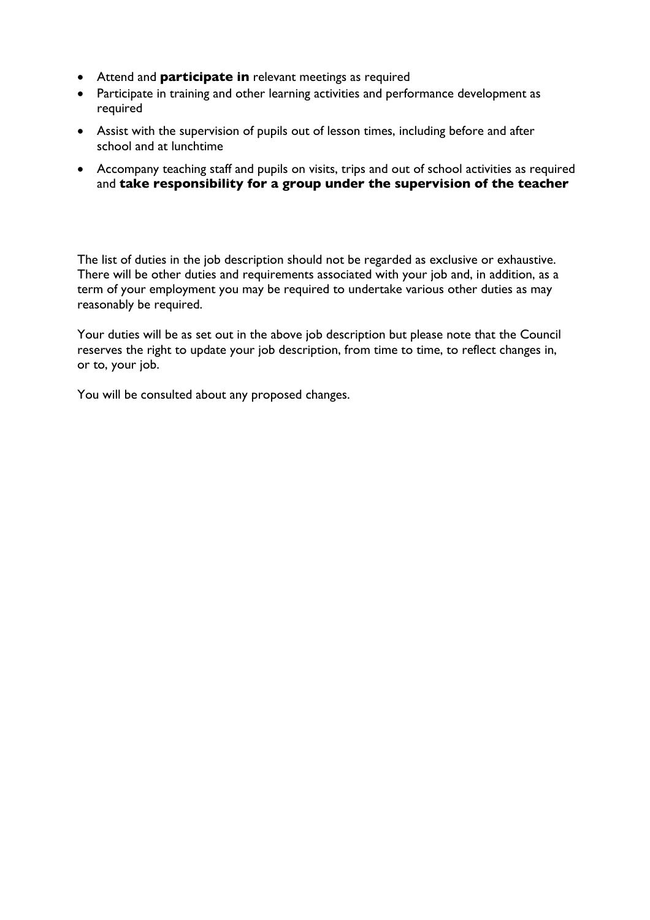- Attend and **participate in** relevant meetings as required
- Participate in training and other learning activities and performance development as required
- Assist with the supervision of pupils out of lesson times, including before and after school and at lunchtime
- Accompany teaching staff and pupils on visits, trips and out of school activities as required and **take responsibility for a group under the supervision of the teacher**

The list of duties in the job description should not be regarded as exclusive or exhaustive. There will be other duties and requirements associated with your job and, in addition, as a term of your employment you may be required to undertake various other duties as may reasonably be required.

Your duties will be as set out in the above job description but please note that the Council reserves the right to update your job description, from time to time, to reflect changes in, or to, your job.

You will be consulted about any proposed changes.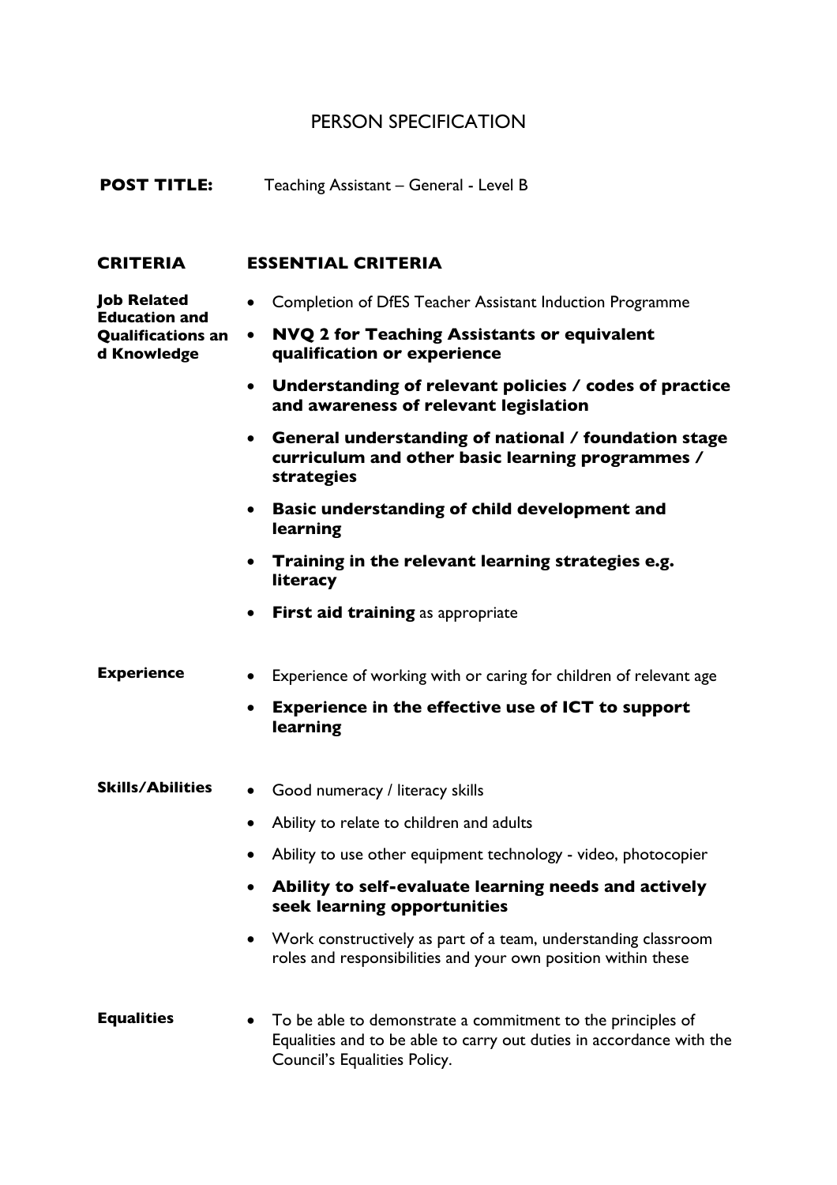# PERSON SPECIFICATION

**POST TITLE:** Teaching Assistant – General - Level B

| CRITERIA | ESSENTIAL CRITERIA |
| --- | --- |
| **Job Related Education and Qualifications and Knowledge** | • Completion of DfES Teacher Assistant Induction Programme<br>• **NVQ 2 for Teaching Assistants or equivalent qualification or experience**<br>• **Understanding of relevant policies / codes of practice and awareness of relevant legislation**<br>• **General understanding of national / foundation stage curriculum and other basic learning programmes / strategies**<br>• **Basic understanding of child development and learning**<br>• **Training in the relevant learning strategies e.g. literacy**<br>• **First aid training** as appropriate |
| **Experience** | • Experience of working with or caring for children of relevant age<br>• **Experience in the effective use of ICT to support learning** |
| **Skills/Abilities** | • Good numeracy / literacy skills<br>• Ability to relate to children and adults<br>• Ability to use other equipment technology - video, photocopier<br>• **Ability to self-evaluate learning needs and actively seek learning opportunities**<br>• Work constructively as part of a team, understanding classroom roles and responsibilities and your own position within these |
| **Equalities** | • To be able to demonstrate a commitment to the principles of Equalities and to be able to carry out duties in accordance with the Council's Equalities Policy. |